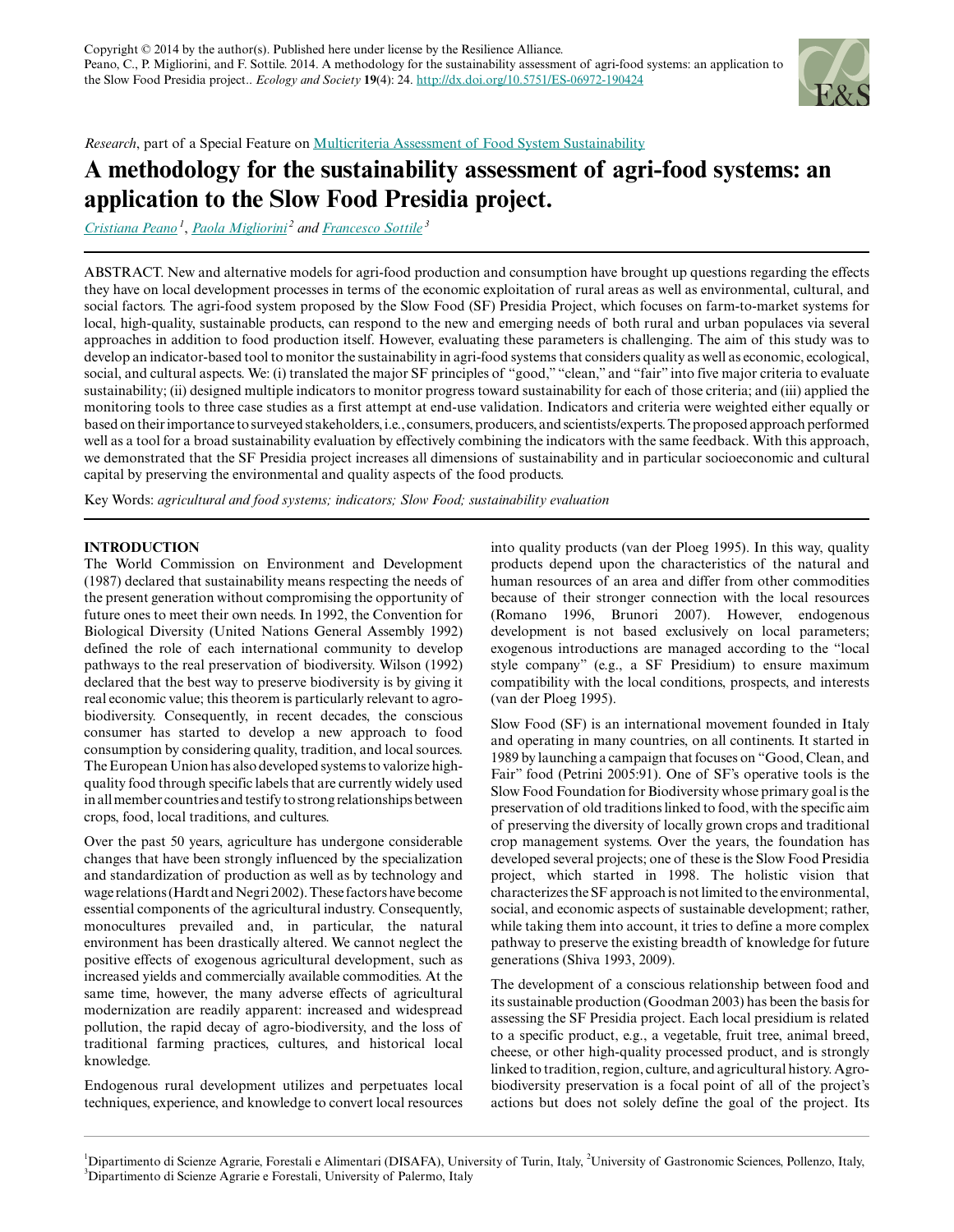Copyright © 2014 by the author(s). Published here under license by the Resilience Alliance.
Peano, C., P. Migliorini, and F. Sottile. 2014. A methodology for the sustainability assessment of agri-food systems: an application to the Slow Food Presidia project.. *Ecology and Society* **19**(4): 24. http://dx.doi.org/10.5751/ES-06972-190424

*Research*, part of a Special Feature on Multicriteria Assessment of Food System Sustainability

# A methodology for the sustainability assessment of agri-food systems: an application to the Slow Food Presidia project.

*Cristiana Peano*[1], *Paola Migliorini*[2] and *Francesco Sottile*[3]

ABSTRACT. New and alternative models for agri-food production and consumption have brought up questions regarding the effects they have on local development processes in terms of the economic exploitation of rural areas as well as environmental, cultural, and social factors. The agri-food system proposed by the Slow Food (SF) Presidia Project, which focuses on farm-to-market systems for local, high-quality, sustainable products, can respond to the new and emerging needs of both rural and urban populaces via several approaches in addition to food production itself. However, evaluating these parameters is challenging. The aim of this study was to develop an indicator-based tool to monitor the sustainability in agri-food systems that considers quality as well as economic, ecological, social, and cultural aspects. We: (i) translated the major SF principles of "good," "clean," and "fair" into five major criteria to evaluate sustainability; (ii) designed multiple indicators to monitor progress toward sustainability for each of those criteria; and (iii) applied the monitoring tools to three case studies as a first attempt at end-use validation. Indicators and criteria were weighted either equally or based on their importance to surveyed stakeholders, i.e., consumers, producers, and scientists/experts. The proposed approach performed well as a tool for a broad sustainability evaluation by effectively combining the indicators with the same feedback. With this approach, we demonstrated that the SF Presidia project increases all dimensions of sustainability and in particular socioeconomic and cultural capital by preserving the environmental and quality aspects of the food products.

Key Words: *agricultural and food systems; indicators; Slow Food; sustainability evaluation*

## INTRODUCTION

The World Commission on Environment and Development (1987) declared that sustainability means respecting the needs of the present generation without compromising the opportunity of future ones to meet their own needs. In 1992, the Convention for Biological Diversity (United Nations General Assembly 1992) defined the role of each international community to develop pathways to the real preservation of biodiversity. Wilson (1992) declared that the best way to preserve biodiversity is by giving it real economic value; this theorem is particularly relevant to agro-biodiversity. Consequently, in recent decades, the conscious consumer has started to develop a new approach to food consumption by considering quality, tradition, and local sources. The European Union has also developed systems to valorize high-quality food through specific labels that are currently widely used in all member countries and testify to strong relationships between crops, food, local traditions, and cultures.

Over the past 50 years, agriculture has undergone considerable changes that have been strongly influenced by the specialization and standardization of production as well as by technology and wage relations (Hardt and Negri 2002). These factors have become essential components of the agricultural industry. Consequently, monocultures prevailed and, in particular, the natural environment has been drastically altered. We cannot neglect the positive effects of exogenous agricultural development, such as increased yields and commercially available commodities. At the same time, however, the many adverse effects of agricultural modernization are readily apparent: increased and widespread pollution, the rapid decay of agro-biodiversity, and the loss of traditional farming practices, cultures, and historical local knowledge.

Endogenous rural development utilizes and perpetuates local techniques, experience, and knowledge to convert local resources into quality products (van der Ploeg 1995). In this way, quality products depend upon the characteristics of the natural and human resources of an area and differ from other commodities because of their stronger connection with the local resources (Romano 1996, Brunori 2007). However, endogenous development is not based exclusively on local parameters; exogenous introductions are managed according to the "local style company" (e.g., a SF Presidium) to ensure maximum compatibility with the local conditions, prospects, and interests (van der Ploeg 1995).

Slow Food (SF) is an international movement founded in Italy and operating in many countries, on all continents. It started in 1989 by launching a campaign that focuses on "Good, Clean, and Fair" food (Petrini 2005:91). One of SF's operative tools is the Slow Food Foundation for Biodiversity whose primary goal is the preservation of old traditions linked to food, with the specific aim of preserving the diversity of locally grown crops and traditional crop management systems. Over the years, the foundation has developed several projects; one of these is the Slow Food Presidia project, which started in 1998. The holistic vision that characterizes the SF approach is not limited to the environmental, social, and economic aspects of sustainable development; rather, while taking them into account, it tries to define a more complex pathway to preserve the existing breadth of knowledge for future generations (Shiva 1993, 2009).

The development of a conscious relationship between food and its sustainable production (Goodman 2003) has been the basis for assessing the SF Presidia project. Each local presidium is related to a specific product, e.g., a vegetable, fruit tree, animal breed, cheese, or other high-quality processed product, and is strongly linked to tradition, region, culture, and agricultural history. Agro-biodiversity preservation is a focal point of all of the project's actions but does not solely define the goal of the project. Its

[1]Dipartimento di Scienze Agrarie, Forestali e Alimentari (DISAFA), University of Turin, Italy, [2]University of Gastronomic Sciences, Pollenzo, Italy, [3]Dipartimento di Scienze Agrarie e Forestali, University of Palermo, Italy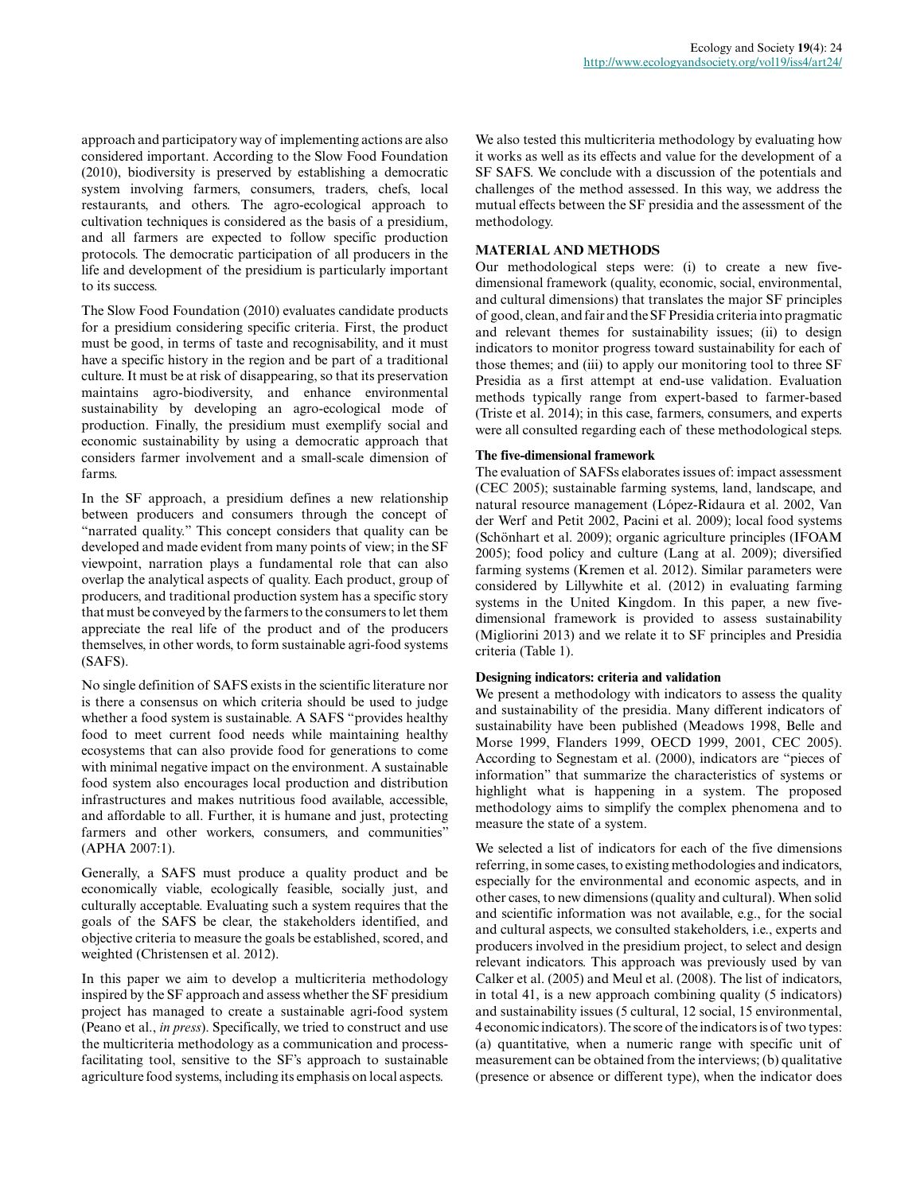approach and participatory way of implementing actions are also considered important. According to the Slow Food Foundation (2010), biodiversity is preserved by establishing a democratic system involving farmers, consumers, traders, chefs, local restaurants, and others. The agro-ecological approach to cultivation techniques is considered as the basis of a presidium, and all farmers are expected to follow specific production protocols. The democratic participation of all producers in the life and development of the presidium is particularly important to its success.

The Slow Food Foundation (2010) evaluates candidate products for a presidium considering specific criteria. First, the product must be good, in terms of taste and recognisability, and it must have a specific history in the region and be part of a traditional culture. It must be at risk of disappearing, so that its preservation maintains agro-biodiversity, and enhance environmental sustainability by developing an agro-ecological mode of production. Finally, the presidium must exemplify social and economic sustainability by using a democratic approach that considers farmer involvement and a small-scale dimension of farms.

In the SF approach, a presidium defines a new relationship between producers and consumers through the concept of "narrated quality." This concept considers that quality can be developed and made evident from many points of view; in the SF viewpoint, narration plays a fundamental role that can also overlap the analytical aspects of quality. Each product, group of producers, and traditional production system has a specific story that must be conveyed by the farmers to the consumers to let them appreciate the real life of the product and of the producers themselves, in other words, to form sustainable agri-food systems (SAFS).

No single definition of SAFS exists in the scientific literature nor is there a consensus on which criteria should be used to judge whether a food system is sustainable. A SAFS "provides healthy food to meet current food needs while maintaining healthy ecosystems that can also provide food for generations to come with minimal negative impact on the environment. A sustainable food system also encourages local production and distribution infrastructures and makes nutritious food available, accessible, and affordable to all. Further, it is humane and just, protecting farmers and other workers, consumers, and communities" (APHA 2007:1).

Generally, a SAFS must produce a quality product and be economically viable, ecologically feasible, socially just, and culturally acceptable. Evaluating such a system requires that the goals of the SAFS be clear, the stakeholders identified, and objective criteria to measure the goals be established, scored, and weighted (Christensen et al. 2012).

In this paper we aim to develop a multicriteria methodology inspired by the SF approach and assess whether the SF presidium project has managed to create a sustainable agri-food system (Peano et al., *in press*). Specifically, we tried to construct and use the multicriteria methodology as a communication and process-facilitating tool, sensitive to the SF's approach to sustainable agriculture food systems, including its emphasis on local aspects.

We also tested this multicriteria methodology by evaluating how it works as well as its effects and value for the development of a SF SAFS. We conclude with a discussion of the potentials and challenges of the method assessed. In this way, we address the mutual effects between the SF presidia and the assessment of the methodology.

## MATERIAL AND METHODS

Our methodological steps were: (i) to create a new five-dimensional framework (quality, economic, social, environmental, and cultural dimensions) that translates the major SF principles of good, clean, and fair and the SF Presidia criteria into pragmatic and relevant themes for sustainability issues; (ii) to design indicators to monitor progress toward sustainability for each of those themes; and (iii) to apply our monitoring tool to three SF Presidia as a first attempt at end-use validation. Evaluation methods typically range from expert-based to farmer-based (Triste et al. 2014); in this case, farmers, consumers, and experts were all consulted regarding each of these methodological steps.

### The five-dimensional framework

The evaluation of SAFSs elaborates issues of: impact assessment (CEC 2005); sustainable farming systems, land, landscape, and natural resource management (López-Ridaura et al. 2002, Van der Werf and Petit 2002, Pacini et al. 2009); local food systems (Schönhart et al. 2009); organic agriculture principles (IFOAM 2005); food policy and culture (Lang at al. 2009); diversified farming systems (Kremen et al. 2012). Similar parameters were considered by Lillywhite et al. (2012) in evaluating farming systems in the United Kingdom. In this paper, a new five-dimensional framework is provided to assess sustainability (Migliorini 2013) and we relate it to SF principles and Presidia criteria (Table 1).

### Designing indicators: criteria and validation

We present a methodology with indicators to assess the quality and sustainability of the presidia. Many different indicators of sustainability have been published (Meadows 1998, Belle and Morse 1999, Flanders 1999, OECD 1999, 2001, CEC 2005). According to Segnestam et al. (2000), indicators are "pieces of information" that summarize the characteristics of systems or highlight what is happening in a system. The proposed methodology aims to simplify the complex phenomena and to measure the state of a system.

We selected a list of indicators for each of the five dimensions referring, in some cases, to existing methodologies and indicators, especially for the environmental and economic aspects, and in other cases, to new dimensions (quality and cultural). When solid and scientific information was not available, e.g., for the social and cultural aspects, we consulted stakeholders, i.e., experts and producers involved in the presidium project, to select and design relevant indicators. This approach was previously used by van Calker et al. (2005) and Meul et al. (2008). The list of indicators, in total 41, is a new approach combining quality (5 indicators) and sustainability issues (5 cultural, 12 social, 15 environmental, 4 economic indicators). The score of the indicators is of two types: (a) quantitative, when a numeric range with specific unit of measurement can be obtained from the interviews; (b) qualitative (presence or absence or different type), when the indicator does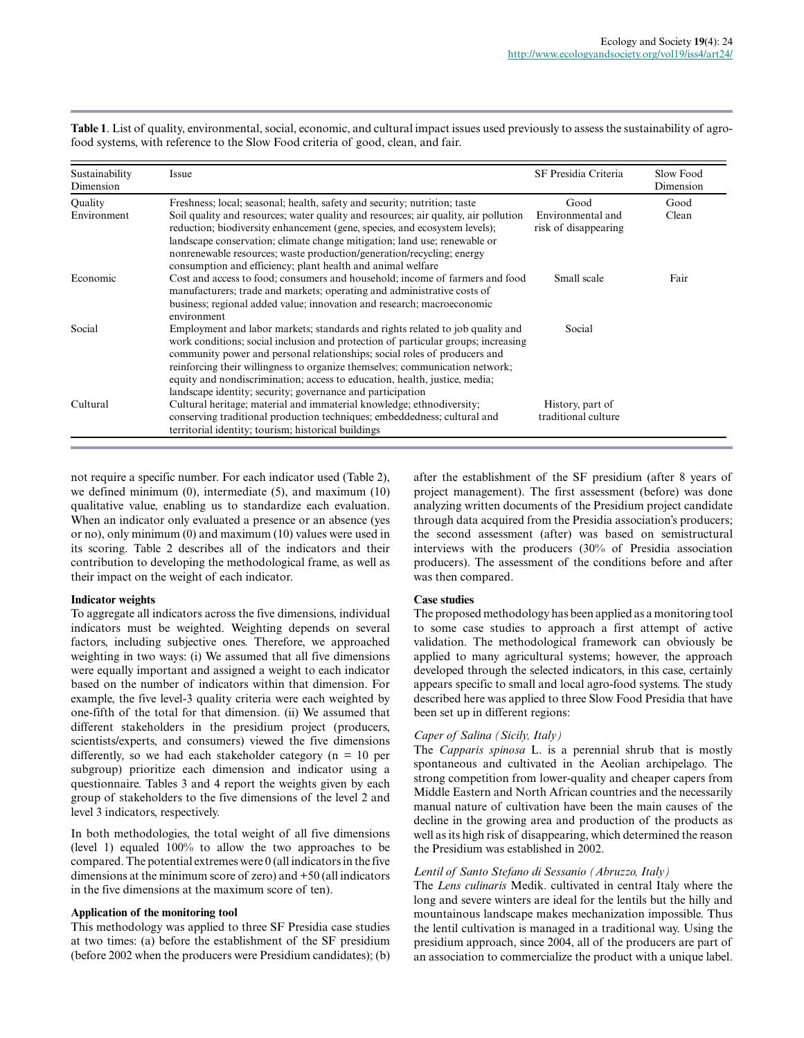**Table 1**. List of quality, environmental, social, economic, and cultural impact issues used previously to assess the sustainability of agro-food systems, with reference to the Slow Food criteria of good, clean, and fair.

| Sustainability Dimension | Issue | SF Presidia Criteria | Slow Food Dimension |
|---|---|---|---|
| Quality | Freshness; local; seasonal; health, safety and security; nutrition; taste | Good | Good |
| Environment | Soil quality and resources; water quality and resources; air quality, air pollution reduction; biodiversity enhancement (gene, species, and ecosystem levels); landscape conservation; climate change mitigation; land use; renewable or nonrenewable resources; waste production/generation/recycling; energy consumption and efficiency; plant health and animal welfare | Environmental and risk of disappearing | Clean |
| Economic | Cost and access to food; consumers and household; income of farmers and food manufacturers; trade and markets; operating and administrative costs of business; regional added value; innovation and research; macroeconomic environment | Small scale | Fair |
| Social | Employment and labor markets; standards and rights related to job quality and work conditions; social inclusion and protection of particular groups; increasing community power and personal relationships; social roles of producers and reinforcing their willingness to organize themselves; communication network; equity and nondiscrimination; access to education, health, justice, media; landscape identity; security; governance and participation | Social | |
| Cultural | Cultural heritage; material and immaterial knowledge; ethnodiversity; conserving traditional production techniques; embeddedness; cultural and territorial identity; tourism; historical buildings | History, part of traditional culture | |

not require a specific number. For each indicator used (Table 2), we defined minimum (0), intermediate (5), and maximum (10) qualitative value, enabling us to standardize each evaluation. When an indicator only evaluated a presence or an absence (yes or no), only minimum (0) and maximum (10) values were used in its scoring. Table 2 describes all of the indicators and their contribution to developing the methodological frame, as well as their impact on the weight of each indicator.

**Indicator weights**

To aggregate all indicators across the five dimensions, individual indicators must be weighted. Weighting depends on several factors, including subjective ones. Therefore, we approached weighting in two ways: (i) We assumed that all five dimensions were equally important and assigned a weight to each indicator based on the number of indicators within that dimension. For example, the five level-3 quality criteria were each weighted by one-fifth of the total for that dimension. (ii) We assumed that different stakeholders in the presidium project (producers, scientists/experts, and consumers) viewed the five dimensions differently, so we had each stakeholder category (n = 10 per subgroup) prioritize each dimension and indicator using a questionnaire. Tables 3 and 4 report the weights given by each group of stakeholders to the five dimensions of the level 2 and level 3 indicators, respectively.

In both methodologies, the total weight of all five dimensions (level 1) equaled 100% to allow the two approaches to be compared. The potential extremes were 0 (all indicators in the five dimensions at the minimum score of zero) and +50 (all indicators in the five dimensions at the maximum score of ten).

**Application of the monitoring tool**

This methodology was applied to three SF Presidia case studies at two times: (a) before the establishment of the SF presidium (before 2002 when the producers were Presidium candidates); (b) after the establishment of the SF presidium (after 8 years of project management). The first assessment (before) was done analyzing written documents of the Presidium project candidate through data acquired from the Presidia association's producers; the second assessment (after) was based on semistructural interviews with the producers (30% of Presidia association producers). The assessment of the conditions before and after was then compared.

**Case studies**

The proposed methodology has been applied as a monitoring tool to some case studies to approach a first attempt of active validation. The methodological framework can obviously be applied to many agricultural systems; however, the approach developed through the selected indicators, in this case, certainly appears specific to small and local agro-food systems. The study described here was applied to three Slow Food Presidia that have been set up in different regions:

*Caper of Salina (Sicily, Italy)*

The *Capparis spinosa* L. is a perennial shrub that is mostly spontaneous and cultivated in the Aeolian archipelago. The strong competition from lower-quality and cheaper capers from Middle Eastern and North African countries and the necessarily manual nature of cultivation have been the main causes of the decline in the growing area and production of the products as well as its high risk of disappearing, which determined the reason the Presidium was established in 2002.

*Lentil of Santo Stefano di Sessanio (Abruzzo, Italy)*

The *Lens culinaris* Medik. cultivated in central Italy where the long and severe winters are ideal for the lentils but the hilly and mountainous landscape makes mechanization impossible. Thus the lentil cultivation is managed in a traditional way. Using the presidium approach, since 2004, all of the producers are part of an association to commercialize the product with a unique label.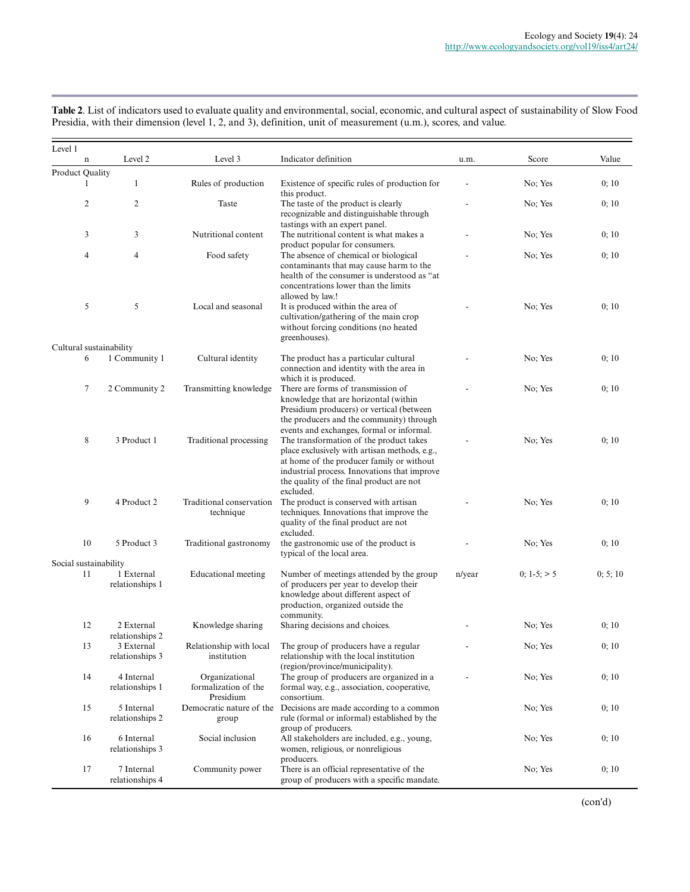**Table 2**. List of indicators used to evaluate quality and environmental, social, economic, and cultural aspect of sustainability of Slow Food Presidia, with their dimension (level 1, 2, and 3), definition, unit of measurement (u.m.), scores, and value.

| Level 1<br>n | Level 2 | Level 3 | Indicator definition | u.m. | Score | Value |
|---|---|---|---|---|---|---|
| Product Quality | | | | | | |
| 1 | 1 | Rules of production | Existence of specific rules of production for this product. | - | No; Yes | 0; 10 |
| 2 | 2 | Taste | The taste of the product is clearly recognizable and distinguishable through tastings with an expert panel. | - | No; Yes | 0; 10 |
| 3 | 3 | Nutritional content | The nutritional content is what makes a product popular for consumers. | - | No; Yes | 0; 10 |
| 4 | 4 | Food safety | The absence of chemical or biological contaminants that may cause harm to the health of the consumer is understood as "at concentrations lower than the limits allowed by law.! | - | No; Yes | 0; 10 |
| 5 | 5 | Local and seasonal | It is produced within the area of cultivation/gathering of the main crop without forcing conditions (no heated greenhouses). | - | No; Yes | 0; 10 |
| Cultural sustainability | | | | | | |
| 6 | 1 Community 1 | Cultural identity | The product has a particular cultural connection and identity with the area in which it is produced. | - | No; Yes | 0; 10 |
| 7 | 2 Community 2 | Transmitting knowledge | There are forms of transmission of knowledge that are horizontal (within Presidium producers) or vertical (between the producers and the community) through events and exchanges, formal or informal. | - | No; Yes | 0; 10 |
| 8 | 3 Product 1 | Traditional processing | The transformation of the product takes place exclusively with artisan methods, e.g., at home of the producer family or without industrial process. Innovations that improve the quality of the final product are not excluded. | - | No; Yes | 0; 10 |
| 9 | 4 Product 2 | Traditional conservation technique | The product is conserved with artisan techniques. Innovations that improve the quality of the final product are not excluded. | - | No; Yes | 0; 10 |
| 10 | 5 Product 3 | Traditional gastronomy | the gastronomic use of the product is typical of the local area. | - | No; Yes | 0; 10 |
| Social sustainability | | | | | | |
| 11 | 1 External relationships 1 | Educational meeting | Number of meetings attended by the group of producers per year to develop their knowledge about different aspect of production, organized outside the community. | n/year | 0; 1-5; > 5 | 0; 5; 10 |
| 12 | 2 External relationships 2 | Knowledge sharing | Sharing decisions and choices. | - | No; Yes | 0; 10 |
| 13 | 3 External relationships 3 | Relationship with local institution | The group of producers have a regular relationship with the local institution (region/province/municipality). | - | No; Yes | 0; 10 |
| 14 | 4 Internal relationships 1 | Organizational formalization of the Presidium | The group of producers are organized in a formal way, e.g., association, cooperative, consortium. | - | No; Yes | 0; 10 |
| 15 | 5 Internal relationships 2 | Democratic nature of the group | Decisions are made according to a common rule (formal or informal) established by the group of producers. | | No; Yes | 0; 10 |
| 16 | 6 Internal relationships 3 | Social inclusion | All stakeholders are included, e.g., young, women, religious, or nonreligious producers. | | No; Yes | 0; 10 |
| 17 | 7 Internal relationships 4 | Community power | There is an official representative of the group of producers with a specific mandate. | | No; Yes | 0; 10 |

(con'd)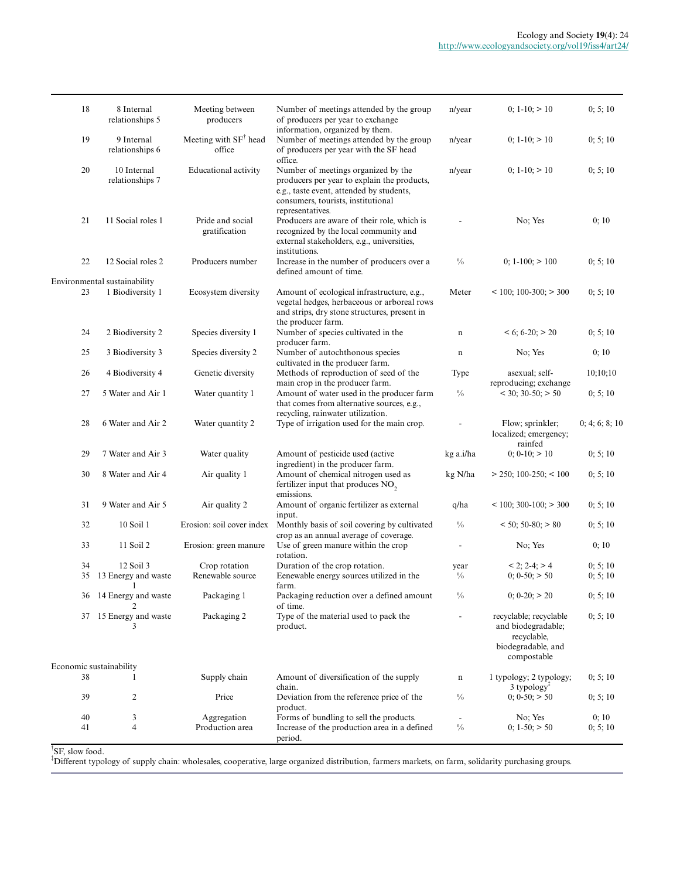| | | | | | | |
|---|---|---|---|---|---|---|
| 18 | 8 Internal relationships 5 | Meeting between producers | Number of meetings attended by the group of producers per year to exchange information, organized by them. | n/year | 0; 1-10; > 10 | 0; 5; 10 |
| 19 | 9 Internal relationships 6 | Meeting with SF[†] head office | Number of meetings attended by the group of producers per year with the SF head office. | n/year | 0; 1-10; > 10 | 0; 5; 10 |
| 20 | 10 Internal relationships 7 | Educational activity | Number of meetings organized by the producers per year to explain the products, e.g., taste event, attended by students, consumers, tourists, institutional representatives. | n/year | 0; 1-10; > 10 | 0; 5; 10 |
| 21 | 11 Social roles 1 | Pride and social gratification | Producers are aware of their role, which is recognized by the local community and external stakeholders, e.g., universities, institutions. | - | No; Yes | 0; 10 |
| 22 | 12 Social roles 2 | Producers number | Increase in the number of producers over a defined amount of time. | % | 0; 1-100; > 100 | 0; 5; 10 |
| Environmental sustainability | | | | | | |
| 23 | 1 Biodiversity 1 | Ecosystem diversity | Amount of ecological infrastructure, e.g., vegetal hedges, herbaceous or arboreal rows and strips, dry stone structures, present in the producer farm. | Meter | < 100; 100-300; > 300 | 0; 5; 10 |
| 24 | 2 Biodiversity 2 | Species diversity 1 | Number of species cultivated in the producer farm. | n | < 6; 6-20; > 20 | 0; 5; 10 |
| 25 | 3 Biodiversity 3 | Species diversity 2 | Number of autochthonous species cultivated in the producer farm. | n | No; Yes | 0; 10 |
| 26 | 4 Biodiversity 4 | Genetic diversity | Methods of reproduction of seed of the main crop in the producer farm. | Type | asexual; self-reproducing; exchange | 10;10;10 |
| 27 | 5 Water and Air 1 | Water quantity 1 | Amount of water used in the producer farm that comes from alternative sources, e.g., recycling, rainwater utilization. | % | < 30; 30-50; > 50 | 0; 5; 10 |
| 28 | 6 Water and Air 2 | Water quantity 2 | Type of irrigation used for the main crop. | - | Flow; sprinkler; localized; emergency; rainfed | 0; 4; 6; 8; 10 |
| 29 | 7 Water and Air 3 | Water quality | Amount of pesticide used (active ingredient) in the producer farm. | kg a.i/ha | 0; 0-10; > 10 | 0; 5; 10 |
| 30 | 8 Water and Air 4 | Air quality 1 | Amount of chemical nitrogen used as fertilizer input that produces $NO_2$ emissions. | kg N/ha | > 250; 100-250; < 100 | 0; 5; 10 |
| 31 | 9 Water and Air 5 | Air quality 2 | Amount of organic fertilizer as external input. | q/ha | < 100; 300-100; > 300 | 0; 5; 10 |
| 32 | 10 Soil 1 | Erosion: soil cover index | Monthly basis of soil covering by cultivated crop as an annual average of coverage. | % | < 50; 50-80; > 80 | 0; 5; 10 |
| 33 | 11 Soil 2 | Erosion: green manure | Use of green manure within the crop rotation. | - | No; Yes | 0; 10 |
| 34 | 12 Soil 3 | Crop rotation | Duration of the crop rotation. | year | < 2; 2-4; > 4 | 0; 5; 10 |
| 35 | 13 Energy and waste 1 | Renewable source | Eenewable energy sources utilized in the farm. | % | 0; 0-50; > 50 | 0; 5; 10 |
| 36 | 14 Energy and waste 2 | Packaging 1 | Packaging reduction over a defined amount of time. | % | 0; 0-20; > 20 | 0; 5; 10 |
| 37 | 15 Energy and waste 3 | Packaging 2 | Type of the material used to pack the product. | - | recyclable; recyclable and biodegradable; recyclable, biodegradable, and compostable | 0; 5; 10 |
| Economic sustainability | | | | | | |
| 38 | 1 | Supply chain | Amount of diversification of the supply chain. | n | 1 typology; 2 typology; 3 typology[‡] | 0; 5; 10 |
| 39 | 2 | Price | Deviation from the reference price of the product. | % | 0; 0-50; > 50 | 0; 5; 10 |
| 40 | 3 | Aggregation | Forms of bundling to sell the products. | - | No; Yes | 0; 10 |
| 41 | 4 | Production area | Increase of the production area in a defined period. | % | 0; 1-50; > 50 | 0; 5; 10 |

[†]SF, slow food.
[‡]Different typology of supply chain: wholesales, cooperative, large organized distribution, farmers markets, on farm, solidarity purchasing groups.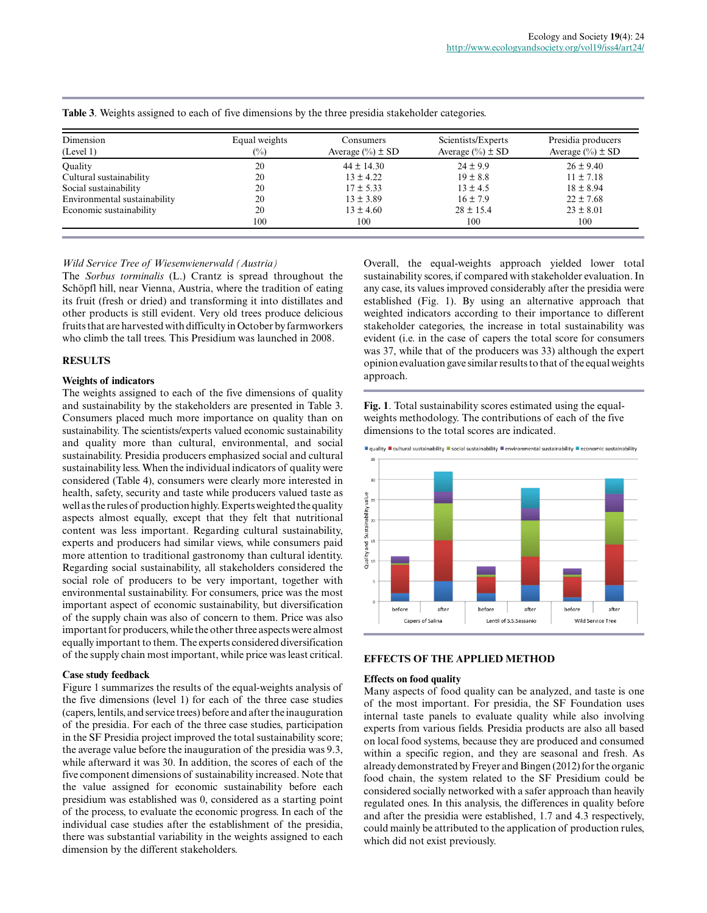**Table 3**. Weights assigned to each of five dimensions by the three presidia stakeholder categories.

| Dimension (Level 1) | Equal weights (%) | Consumers Average (%) ± SD | Scientists/Experts Average (%) ± SD | Presidia producers Average (%) ± SD |
|---|---|---|---|---|
| Quality | 20 | 44 ± 14.30 | 24 ± 9.9 | 26 ± 9.40 |
| Cultural sustainability | 20 | 13 ± 4.22 | 19 ± 8.8 | 11 ± 7.18 |
| Social sustainability | 20 | 17 ± 5.33 | 13 ± 4.5 | 18 ± 8.94 |
| Environmental sustainability | 20 | 13 ± 3.89 | 16 ± 7.9 | 22 ± 7.68 |
| Economic sustainability | 20 | 13 ± 4.60 | 28 ± 15.4 | 23 ± 8.01 |
| | 100 | 100 | 100 | 100 |

*Wild Service Tree of Wiesenwienerwald (Austria)*

The *Sorbus torminalis* (L.) Crantz is spread throughout the Schöpfl hill, near Vienna, Austria, where the tradition of eating its fruit (fresh or dried) and transforming it into distillates and other products is still evident. Very old trees produce delicious fruits that are harvested with difficulty in October by farmworkers who climb the tall trees. This Presidium was launched in 2008.

## RESULTS

### Weights of indicators

The weights assigned to each of the five dimensions of quality and sustainability by the stakeholders are presented in Table 3. Consumers placed much more importance on quality than on sustainability. The scientists/experts valued economic sustainability and quality more than cultural, environmental, and social sustainability. Presidia producers emphasized social and cultural sustainability less. When the individual indicators of quality were considered (Table 4), consumers were clearly more interested in health, safety, security and taste while producers valued taste as well as the rules of production highly. Experts weighted the quality aspects almost equally, except that they felt that nutritional content was less important. Regarding cultural sustainability, experts and producers had similar views, while consumers paid more attention to traditional gastronomy than cultural identity. Regarding social sustainability, all stakeholders considered the social role of producers to be very important, together with environmental sustainability. For consumers, price was the most important aspect of economic sustainability, but diversification of the supply chain was also of concern to them. Price was also important for producers, while the other three aspects were almost equally important to them. The experts considered diversification of the supply chain most important, while price was least critical.

### Case study feedback

Figure 1 summarizes the results of the equal-weights analysis of the five dimensions (level 1) for each of the three case studies (capers, lentils, and service trees) before and after the inauguration of the presidia. For each of the three case studies, participation in the SF Presidia project improved the total sustainability score; the average value before the inauguration of the presidia was 9.3, while afterward it was 30. In addition, the scores of each of the five component dimensions of sustainability increased. Note that the value assigned for economic sustainability before each presidium was established was 0, considered as a starting point of the process, to evaluate the economic progress. In each of the individual case studies after the establishment of the presidia, there was substantial variability in the weights assigned to each dimension by the different stakeholders.

Overall, the equal-weights approach yielded lower total sustainability scores, if compared with stakeholder evaluation. In any case, its values improved considerably after the presidia were established (Fig. 1). By using an alternative approach that weighted indicators according to their importance to different stakeholder categories, the increase in total sustainability was evident (i.e. in the case of capers the total score for consumers was 37, while that of the producers was 33) although the expert opinion evaluation gave similar results to that of the equal weights approach.

**Fig. 1**. Total sustainability scores estimated using the equal-weights methodology. The contributions of each of the five dimensions to the total scores are indicated.

## EFFECTS OF THE APPLIED METHOD

### Effects on food quality

Many aspects of food quality can be analyzed, and taste is one of the most important. For presidia, the SF Foundation uses internal taste panels to evaluate quality while also involving experts from various fields. Presidia products are also all based on local food systems, because they are produced and consumed within a specific region, and they are seasonal and fresh. As already demonstrated by Freyer and Bingen (2012) for the organic food chain, the system related to the SF Presidium could be considered socially networked with a safer approach than heavily regulated ones. In this analysis, the differences in quality before and after the presidia were established, 1.7 and 4.3 respectively, could mainly be attributed to the application of production rules, which did not exist previously.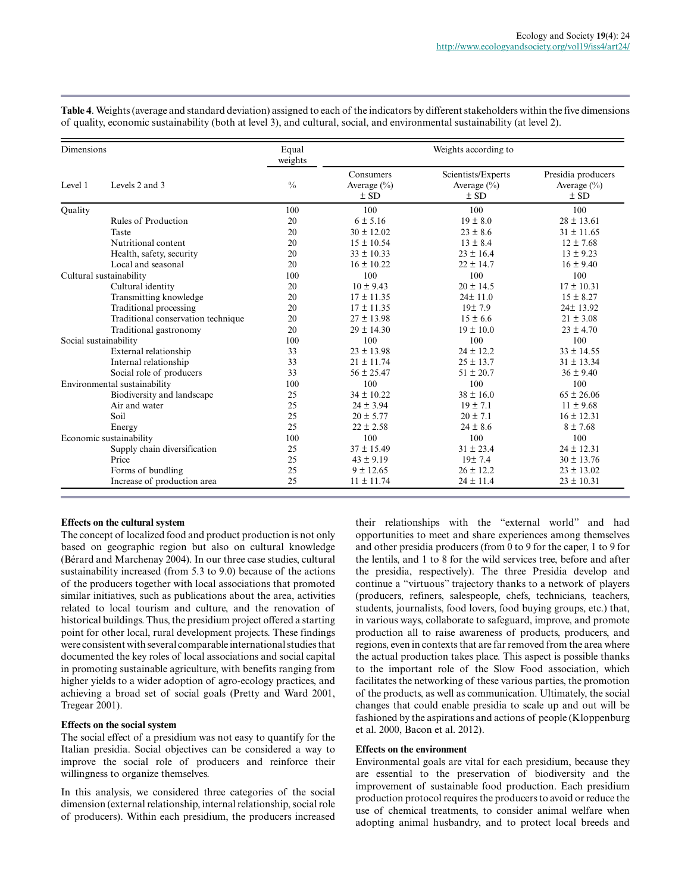**Table 4**. Weights (average and standard deviation) assigned to each of the indicators by different stakeholders within the five dimensions of quality, economic sustainability (both at level 3), and cultural, social, and environmental sustainability (at level 2).

| Dimensions | | Equal weights | Weights according to | | |
|---|---|---|---|---|---|
| Level 1 | Levels 2 and 3 | % | Consumers Average (%) ± SD | Scientists/Experts Average (%) ± SD | Presidia producers Average (%) ± SD |
| Quality | | 100 | 100 | 100 | 100 |
| | Rules of Production | 20 | 6 ± 5.16 | 19 ± 8.0 | 28 ± 13.61 |
| | Taste | 20 | 30 ± 12.02 | 23 ± 8.6 | 31 ± 11.65 |
| | Nutritional content | 20 | 15 ± 10.54 | 13 ± 8.4 | 12 ± 7.68 |
| | Health, safety, security | 20 | 33 ± 10.33 | 23 ± 16.4 | 13 ± 9.23 |
| | Local and seasonal | 20 | 16 ± 10.22 | 22 ± 14.7 | 16 ± 9.40 |
| Cultural sustainability | | 100 | 100 | 100 | 100 |
| | Cultural identity | 20 | 10 ± 9.43 | 20 ± 14.5 | 17 ± 10.31 |
| | Transmitting knowledge | 20 | 17 ± 11.35 | 24± 11.0 | 15 ± 8.27 |
| | Traditional processing | 20 | 17 ± 11.35 | 19± 7.9 | 24± 13.92 |
| | Traditional conservation technique | 20 | 27 ± 13.98 | 15 ± 6.6 | 21 ± 3.08 |
| | Traditional gastronomy | 20 | 29 ± 14.30 | 19 ± 10.0 | 23 ± 4.70 |
| Social sustainability | | 100 | 100 | 100 | 100 |
| | External relationship | 33 | 23 ± 13.98 | 24 ± 12.2 | 33 ± 14.55 |
| | Internal relationship | 33 | 21 ± 11.74 | 25 ± 13.7 | 31 ± 13.34 |
| | Social role of producers | 33 | 56 ± 25.47 | 51 ± 20.7 | 36 ± 9.40 |
| Environmental sustainability | | 100 | 100 | 100 | 100 |
| | Biodiversity and landscape | 25 | 34 ± 10.22 | 38 ± 16.0 | 65 ± 26.06 |
| | Air and water | 25 | 24 ± 3.94 | 19 ± 7.1 | 11 ± 9.68 |
| | Soil | 25 | 20 ± 5.77 | 20 ± 7.1 | 16 ± 12.31 |
| | Energy | 25 | 22 ± 2.58 | 24 ± 8.6 | 8 ± 7.68 |
| Economic sustainability | | 100 | 100 | 100 | 100 |
| | Supply chain diversification | 25 | 37 ± 15.49 | 31 ± 23.4 | 24 ± 12.31 |
| | Price | 25 | 43 ± 9.19 | 19± 7.4 | 30 ± 13.76 |
| | Forms of bundling | 25 | 9 ± 12.65 | 26 ± 12.2 | 23 ± 13.02 |
| | Increase of production area | 25 | 11 ± 11.74 | 24 ± 11.4 | 23 ± 10.31 |

### Effects on the cultural system

The concept of localized food and product production is not only based on geographic region but also on cultural knowledge (Bérard and Marchenay 2004). In our three case studies, cultural sustainability increased (from 5.3 to 9.0) because of the actions of the producers together with local associations that promoted similar initiatives, such as publications about the area, activities related to local tourism and culture, and the renovation of historical buildings. Thus, the presidium project offered a starting point for other local, rural development projects. These findings were consistent with several comparable international studies that documented the key roles of local associations and social capital in promoting sustainable agriculture, with benefits ranging from higher yields to a wider adoption of agro-ecology practices, and achieving a broad set of social goals (Pretty and Ward 2001, Tregear 2001).

### Effects on the social system

The social effect of a presidium was not easy to quantify for the Italian presidia. Social objectives can be considered a way to improve the social role of producers and reinforce their willingness to organize themselves.

In this analysis, we considered three categories of the social dimension (external relationship, internal relationship, social role of producers). Within each presidium, the producers increased their relationships with the "external world" and had opportunities to meet and share experiences among themselves and other presidia producers (from 0 to 9 for the caper, 1 to 9 for the lentils, and 1 to 8 for the wild services tree, before and after the presidia, respectively). The three Presidia develop and continue a "virtuous" trajectory thanks to a network of players (producers, refiners, salespeople, chefs, technicians, teachers, students, journalists, food lovers, food buying groups, etc.) that, in various ways, collaborate to safeguard, improve, and promote production all to raise awareness of products, producers, and regions, even in contexts that are far removed from the area where the actual production takes place. This aspect is possible thanks to the important role of the Slow Food association, which facilitates the networking of these various parties, the promotion of the products, as well as communication. Ultimately, the social changes that could enable presidia to scale up and out will be fashioned by the aspirations and actions of people (Kloppenburg et al. 2000, Bacon et al. 2012).

### Effects on the environment

Environmental goals are vital for each presidium, because they are essential to the preservation of biodiversity and the improvement of sustainable food production. Each presidium production protocol requires the producers to avoid or reduce the use of chemical treatments, to consider animal welfare when adopting animal husbandry, and to protect local breeds and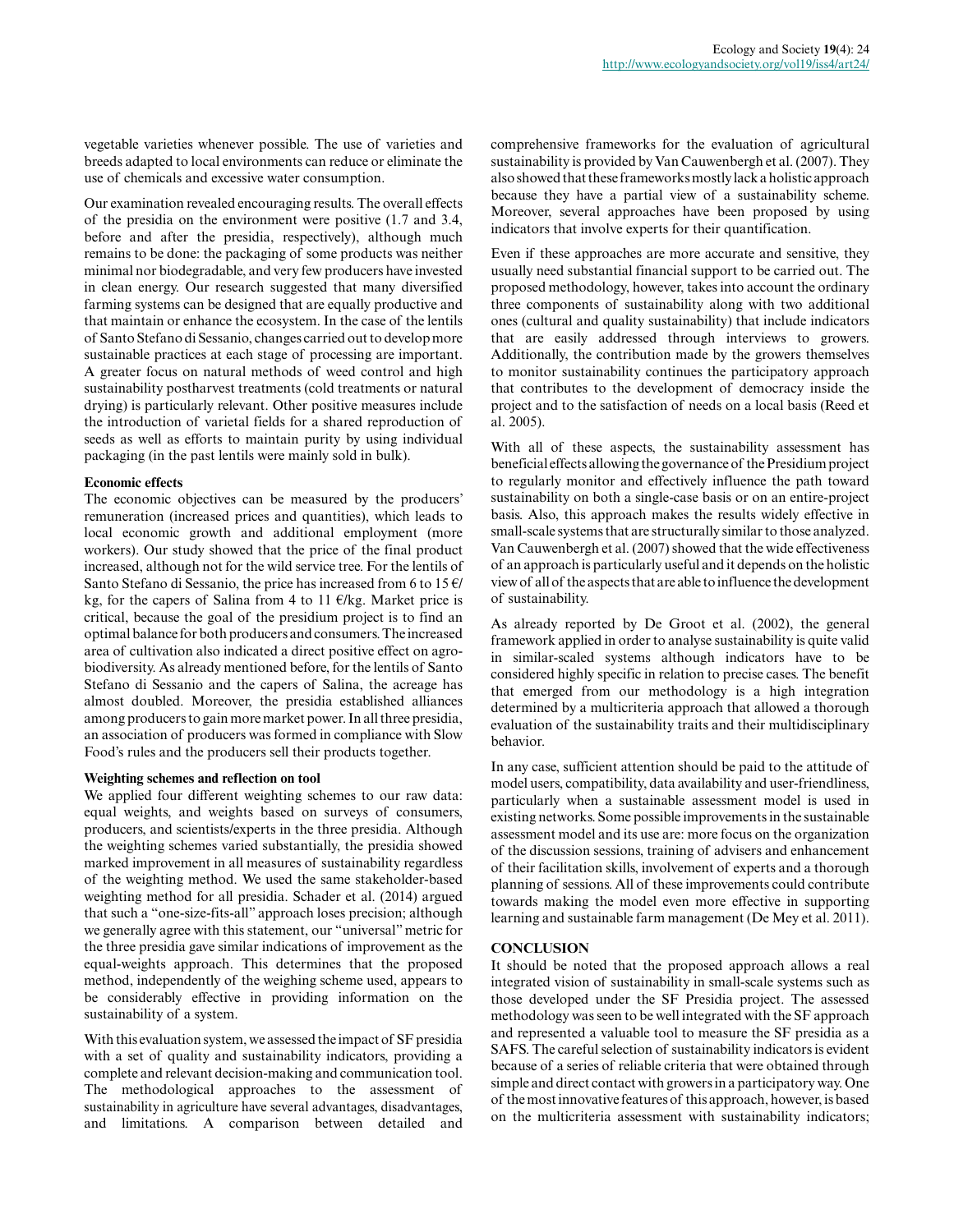vegetable varieties whenever possible. The use of varieties and breeds adapted to local environments can reduce or eliminate the use of chemicals and excessive water consumption.

Our examination revealed encouraging results. The overall effects of the presidia on the environment were positive (1.7 and 3.4, before and after the presidia, respectively), although much remains to be done: the packaging of some products was neither minimal nor biodegradable, and very few producers have invested in clean energy. Our research suggested that many diversified farming systems can be designed that are equally productive and that maintain or enhance the ecosystem. In the case of the lentils of Santo Stefano di Sessanio, changes carried out to develop more sustainable practices at each stage of processing are important. A greater focus on natural methods of weed control and high sustainability postharvest treatments (cold treatments or natural drying) is particularly relevant. Other positive measures include the introduction of varietal fields for a shared reproduction of seeds as well as efforts to maintain purity by using individual packaging (in the past lentils were mainly sold in bulk).

**Economic effects**

The economic objectives can be measured by the producers' remuneration (increased prices and quantities), which leads to local economic growth and additional employment (more workers). Our study showed that the price of the final product increased, although not for the wild service tree. For the lentils of Santo Stefano di Sessanio, the price has increased from 6 to 15 €/kg, for the capers of Salina from 4 to 11 €/kg. Market price is critical, because the goal of the presidium project is to find an optimal balance for both producers and consumers. The increased area of cultivation also indicated a direct positive effect on agro-biodiversity. As already mentioned before, for the lentils of Santo Stefano di Sessanio and the capers of Salina, the acreage has almost doubled. Moreover, the presidia established alliances among producers to gain more market power. In all three presidia, an association of producers was formed in compliance with Slow Food's rules and the producers sell their products together.

**Weighting schemes and reflection on tool**

We applied four different weighting schemes to our raw data: equal weights, and weights based on surveys of consumers, producers, and scientists/experts in the three presidia. Although the weighting schemes varied substantially, the presidia showed marked improvement in all measures of sustainability regardless of the weighting method. We used the same stakeholder-based weighting method for all presidia. Schader et al. (2014) argued that such a "one-size-fits-all" approach loses precision; although we generally agree with this statement, our "universal" metric for the three presidia gave similar indications of improvement as the equal-weights approach. This determines that the proposed method, independently of the weighing scheme used, appears to be considerably effective in providing information on the sustainability of a system.

With this evaluation system, we assessed the impact of SF presidia with a set of quality and sustainability indicators, providing a complete and relevant decision-making and communication tool. The methodological approaches to the assessment of sustainability in agriculture have several advantages, disadvantages, and limitations. A comparison between detailed and comprehensive frameworks for the evaluation of agricultural sustainability is provided by Van Cauwenbergh et al. (2007). They also showed that these frameworks mostly lack a holistic approach because they have a partial view of a sustainability scheme. Moreover, several approaches have been proposed by using indicators that involve experts for their quantification.

Even if these approaches are more accurate and sensitive, they usually need substantial financial support to be carried out. The proposed methodology, however, takes into account the ordinary three components of sustainability along with two additional ones (cultural and quality sustainability) that include indicators that are easily addressed through interviews to growers. Additionally, the contribution made by the growers themselves to monitor sustainability continues the participatory approach that contributes to the development of democracy inside the project and to the satisfaction of needs on a local basis (Reed et al. 2005).

With all of these aspects, the sustainability assessment has beneficial effects allowing the governance of the Presidium project to regularly monitor and effectively influence the path toward sustainability on both a single-case basis or on an entire-project basis. Also, this approach makes the results widely effective in small-scale systems that are structurally similar to those analyzed. Van Cauwenbergh et al. (2007) showed that the wide effectiveness of an approach is particularly useful and it depends on the holistic view of all of the aspects that are able to influence the development of sustainability.

As already reported by De Groot et al. (2002), the general framework applied in order to analyse sustainability is quite valid in similar-scaled systems although indicators have to be considered highly specific in relation to precise cases. The benefit that emerged from our methodology is a high integration determined by a multicriteria approach that allowed a thorough evaluation of the sustainability traits and their multidisciplinary behavior.

In any case, sufficient attention should be paid to the attitude of model users, compatibility, data availability and user-friendliness, particularly when a sustainable assessment model is used in existing networks. Some possible improvements in the sustainable assessment model and its use are: more focus on the organization of the discussion sessions, training of advisers and enhancement of their facilitation skills, involvement of experts and a thorough planning of sessions. All of these improvements could contribute towards making the model even more effective in supporting learning and sustainable farm management (De Mey et al. 2011).

## CONCLUSION

It should be noted that the proposed approach allows a real integrated vision of sustainability in small-scale systems such as those developed under the SF Presidia project. The assessed methodology was seen to be well integrated with the SF approach and represented a valuable tool to measure the SF presidia as a SAFS. The careful selection of sustainability indicators is evident because of a series of reliable criteria that were obtained through simple and direct contact with growers in a participatory way. One of the most innovative features of this approach, however, is based on the multicriteria assessment with sustainability indicators;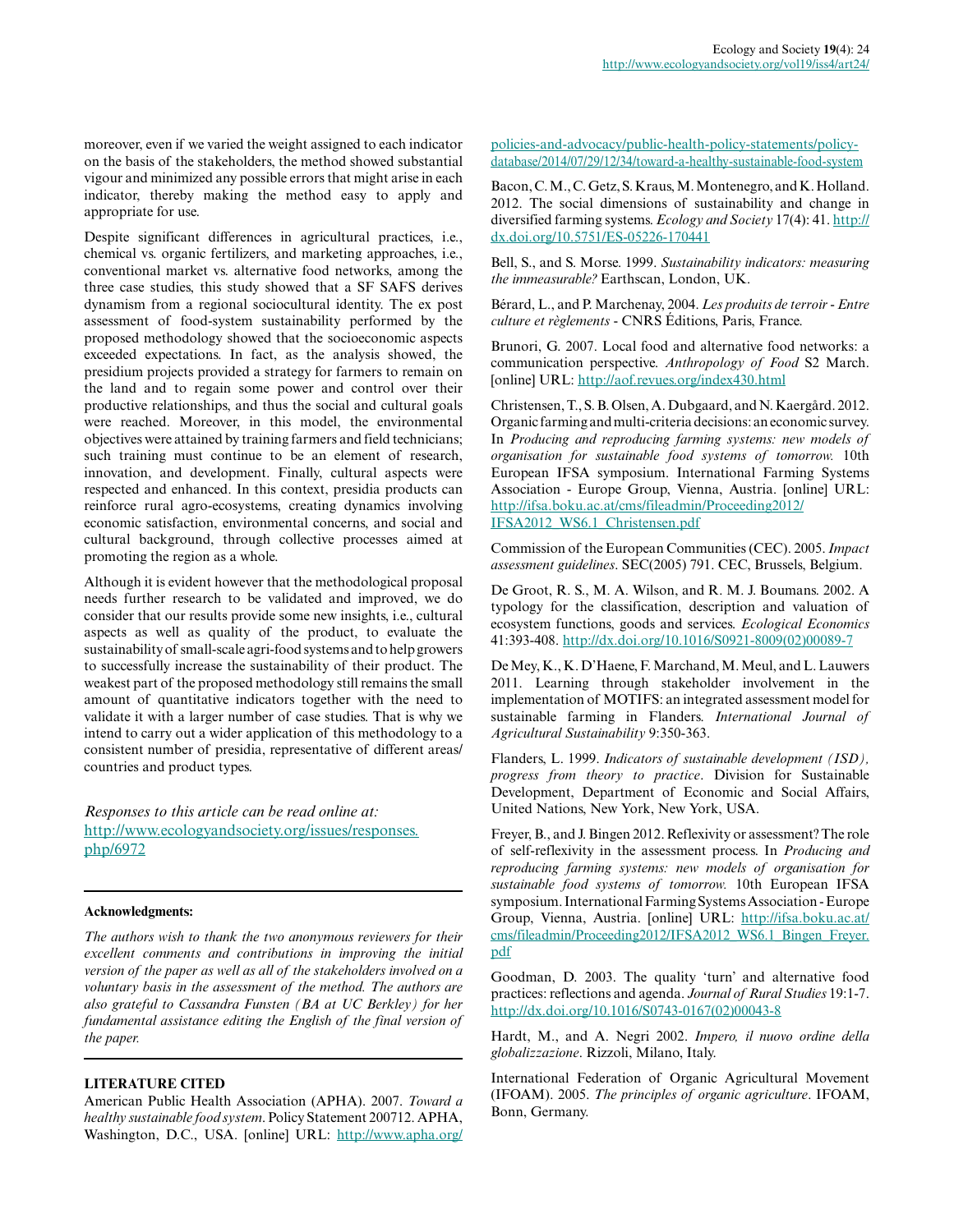moreover, even if we varied the weight assigned to each indicator on the basis of the stakeholders, the method showed substantial vigour and minimized any possible errors that might arise in each indicator, thereby making the method easy to apply and appropriate for use.

Despite significant differences in agricultural practices, i.e., chemical vs. organic fertilizers, and marketing approaches, i.e., conventional market vs. alternative food networks, among the three case studies, this study showed that a SF SAFS derives dynamism from a regional sociocultural identity. The ex post assessment of food-system sustainability performed by the proposed methodology showed that the socioeconomic aspects exceeded expectations. In fact, as the analysis showed, the presidium projects provided a strategy for farmers to remain on the land and to regain some power and control over their productive relationships, and thus the social and cultural goals were reached. Moreover, in this model, the environmental objectives were attained by training farmers and field technicians; such training must continue to be an element of research, innovation, and development. Finally, cultural aspects were respected and enhanced. In this context, presidia products can reinforce rural agro-ecosystems, creating dynamics involving economic satisfaction, environmental concerns, and social and cultural background, through collective processes aimed at promoting the region as a whole.

Although it is evident however that the methodological proposal needs further research to be validated and improved, we do consider that our results provide some new insights, i.e., cultural aspects as well as quality of the product, to evaluate the sustainability of small-scale agri-food systems and to help growers to successfully increase the sustainability of their product. The weakest part of the proposed methodology still remains the small amount of quantitative indicators together with the need to validate it with a larger number of case studies. That is why we intend to carry out a wider application of this methodology to a consistent number of presidia, representative of different areas/countries and product types.

*Responses to this article can be read online at:*
http://www.ecologyandsociety.org/issues/responses.php/6972

**Acknowledgments:**

*The authors wish to thank the two anonymous reviewers for their excellent comments and contributions in improving the initial version of the paper as well as all of the stakeholders involved on a voluntary basis in the assessment of the method. The authors are also grateful to Cassandra Funsten (BA at UC Berkley) for her fundamental assistance editing the English of the final version of the paper.*

## LITERATURE CITED

American Public Health Association (APHA). 2007. *Toward a healthy sustainable food system*. Policy Statement 200712. APHA, Washington, D.C., USA. [online] URL: http://www.apha.org/policies-and-advocacy/public-health-policy-statements/policy-database/2014/07/29/12/34/toward-a-healthy-sustainable-food-system

Bacon, C. M., C. Getz, S. Kraus, M. Montenegro, and K. Holland. 2012. The social dimensions of sustainability and change in diversified farming systems. *Ecology and Society* 17(4): 41. http://dx.doi.org/10.5751/ES-05226-170441

Bell, S., and S. Morse. 1999. *Sustainability indicators: measuring the immeasurable?* Earthscan, London, UK.

Bérard, L., and P. Marchenay, 2004. *Les produits de terroir - Entre culture et règlements* - CNRS Éditions, Paris, France.

Brunori, G. 2007. Local food and alternative food networks: a communication perspective. *Anthropology of Food* S2 March. [online] URL: http://aof.revues.org/index430.html

Christensen, T., S. B. Olsen, A. Dubgaard, and N. Kaergård. 2012. Organic farming and multi-criteria decisions: an economic survey. In *Producing and reproducing farming systems: new models of organisation for sustainable food systems of tomorrow.* 10th European IFSA symposium. International Farming Systems Association - Europe Group, Vienna, Austria. [online] URL: http://ifsa.boku.ac.at/cms/fileadmin/Proceeding2012/IFSA2012_WS6.1_Christensen.pdf

Commission of the European Communities (CEC). 2005. *Impact assessment guidelines*. SEC(2005) 791. CEC, Brussels, Belgium.

De Groot, R. S., M. A. Wilson, and R. M. J. Boumans. 2002. A typology for the classification, description and valuation of ecosystem functions, goods and services. *Ecological Economics* 41:393-408. http://dx.doi.org/10.1016/S0921-8009(02)00089-7

De Mey, K., K. D'Haene, F. Marchand, M. Meul, and L. Lauwers 2011. Learning through stakeholder involvement in the implementation of MOTIFS: an integrated assessment model for sustainable farming in Flanders. *International Journal of Agricultural Sustainability* 9:350-363.

Flanders, L. 1999. *Indicators of sustainable development (ISD), progress from theory to practice*. Division for Sustainable Development, Department of Economic and Social Affairs, United Nations, New York, New York, USA.

Freyer, B., and J. Bingen 2012. Reflexivity or assessment? The role of self-reflexivity in the assessment process. In *Producing and reproducing farming systems: new models of organisation for sustainable food systems of tomorrow.* 10th European IFSA symposium. International Farming Systems Association - Europe Group, Vienna, Austria. [online] URL: http://ifsa.boku.ac.at/cms/fileadmin/Proceeding2012/IFSA2012_WS6.1_Bingen_Freyer.pdf

Goodman, D. 2003. The quality 'turn' and alternative food practices: reflections and agenda. *Journal of Rural Studies* 19:1-7. http://dx.doi.org/10.1016/S0743-0167(02)00043-8

Hardt, M., and A. Negri 2002. *Impero, il nuovo ordine della globalizzazione*. Rizzoli, Milano, Italy.

International Federation of Organic Agricultural Movement (IFOAM). 2005. *The principles of organic agriculture*. IFOAM, Bonn, Germany.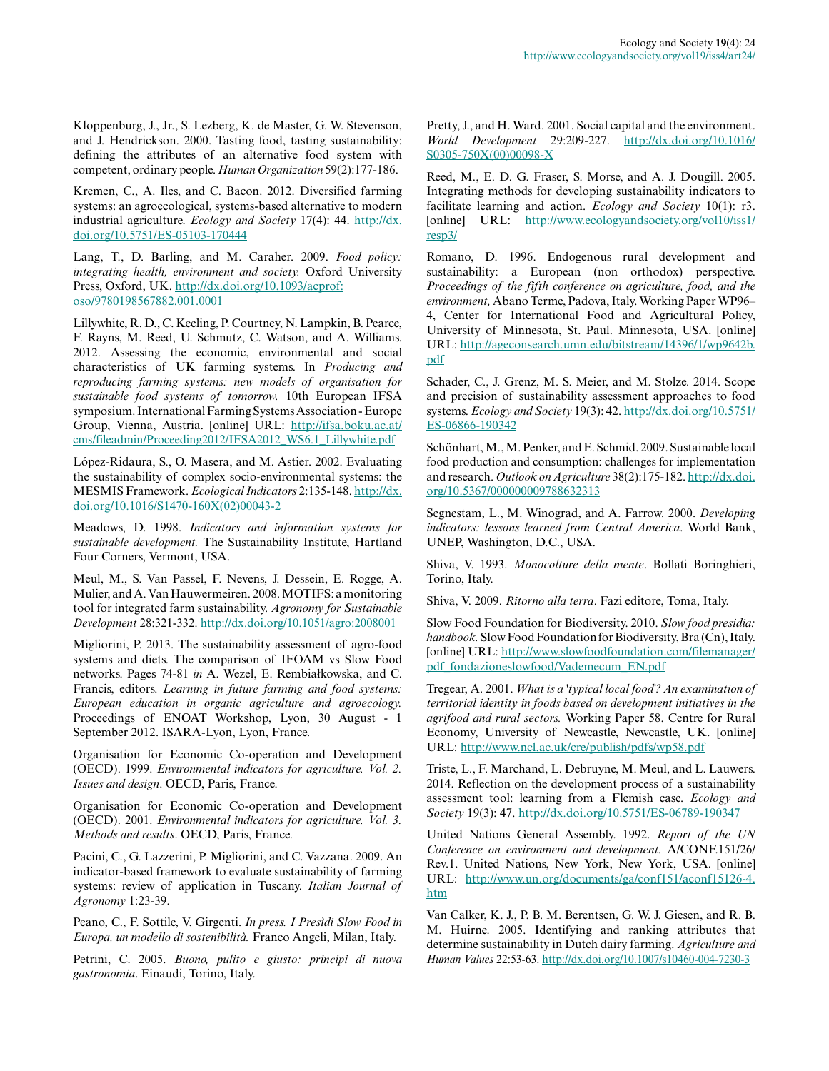Kloppenburg, J., Jr., S. Lezberg, K. de Master, G. W. Stevenson, and J. Hendrickson. 2000. Tasting food, tasting sustainability: defining the attributes of an alternative food system with competent, ordinary people. *Human Organization* 59(2):177-186.

Kremen, C., A. Iles, and C. Bacon. 2012. Diversified farming systems: an agroecological, systems-based alternative to modern industrial agriculture. *Ecology and Society* 17(4): 44. http://dx.doi.org/10.5751/ES-05103-170444

Lang, T., D. Barling, and M. Caraher. 2009. *Food policy: integrating health, environment and society.* Oxford University Press, Oxford, UK. http://dx.doi.org/10.1093/acprof:oso/9780198567882.001.0001

Lillywhite, R. D., C. Keeling, P. Courtney, N. Lampkin, B. Pearce, F. Rayns, M. Reed, U. Schmutz, C. Watson, and A. Williams. 2012. Assessing the economic, environmental and social characteristics of UK farming systems. In *Producing and reproducing farming systems: new models of organisation for sustainable food systems of tomorrow.* 10th European IFSA symposium. International Farming Systems Association - Europe Group, Vienna, Austria. [online] URL: http://ifsa.boku.ac.at/cms/fileadmin/Proceeding2012/IFSA2012_WS6.1_Lillywhite.pdf

López-Ridaura, S., O. Masera, and M. Astier. 2002. Evaluating the sustainability of complex socio-environmental systems: the MESMIS Framework. *Ecological Indicators* 2:135-148. http://dx.doi.org/10.1016/S1470-160X(02)00043-2

Meadows, D. 1998. *Indicators and information systems for sustainable development.* The Sustainability Institute, Hartland Four Corners, Vermont, USA.

Meul, M., S. Van Passel, F. Nevens, J. Dessein, E. Rogge, A. Mulier, and A. Van Hauwermeiren. 2008. MOTIFS: a monitoring tool for integrated farm sustainability. *Agronomy for Sustainable Development* 28:321-332. http://dx.doi.org/10.1051/agro:2008001

Migliorini, P. 2013. The sustainability assessment of agro-food systems and diets. The comparison of IFOAM vs Slow Food networks. Pages 74-81 *in* A. Wezel, E. Rembiałkowska, and C. Francis, editors. *Learning in future farming and food systems: European education in organic agriculture and agroecology.* Proceedings of ENOAT Workshop, Lyon, 30 August - 1 September 2012. ISARA-Lyon, Lyon, France.

Organisation for Economic Co-operation and Development (OECD). 1999. *Environmental indicators for agriculture. Vol. 2. Issues and design*. OECD, Paris, France.

Organisation for Economic Co-operation and Development (OECD). 2001. *Environmental indicators for agriculture. Vol. 3. Methods and results*. OECD, Paris, France.

Pacini, C., G. Lazzerini, P. Migliorini, and C. Vazzana. 2009. An indicator-based framework to evaluate sustainability of farming systems: review of application in Tuscany. *Italian Journal of Agronomy* 1:23-39.

Peano, C., F. Sottile, V. Girgenti. *In press. I Presìdi Slow Food in Europa, un modello di sostenibilità.* Franco Angeli, Milan, Italy.

Petrini, C. 2005. *Buono, pulito e giusto: principi di nuova gastronomia*. Einaudi, Torino, Italy.

Pretty, J., and H. Ward. 2001. Social capital and the environment. *World Development* 29:209-227. http://dx.doi.org/10.1016/S0305-750X(00)00098-X

Reed, M., E. D. G. Fraser, S. Morse, and A. J. Dougill. 2005. Integrating methods for developing sustainability indicators to facilitate learning and action. *Ecology and Society* 10(1): r3. [online] URL: http://www.ecologyandsociety.org/vol10/iss1/resp3/

Romano, D. 1996. Endogenous rural development and sustainability: a European (non orthodox) perspective. *Proceedings of the fifth conference on agriculture, food, and the environment,* Abano Terme, Padova, Italy. Working Paper WP96–4, Center for International Food and Agricultural Policy, University of Minnesota, St. Paul. Minnesota, USA. [online] URL: http://ageconsearch.umn.edu/bitstream/14396/1/wp9642b.pdf

Schader, C., J. Grenz, M. S. Meier, and M. Stolze. 2014. Scope and precision of sustainability assessment approaches to food systems. *Ecology and Society* 19(3): 42. http://dx.doi.org/10.5751/ES-06866-190342

Schönhart, M., M. Penker, and E. Schmid. 2009. Sustainable local food production and consumption: challenges for implementation and research. *Outlook on Agriculture* 38(2):175-182. http://dx.doi.org/10.5367/000000009788632313

Segnestam, L., M. Winograd, and A. Farrow. 2000. *Developing indicators: lessons learned from Central America*. World Bank, UNEP, Washington, D.C., USA.

Shiva, V. 1993. *Monocolture della mente*. Bollati Boringhieri, Torino, Italy.

Shiva, V. 2009. *Ritorno alla terra*. Fazi editore, Toma, Italy.

Slow Food Foundation for Biodiversity. 2010. *Slow food presidia: handbook.* Slow Food Foundation for Biodiversity, Bra (Cn), Italy. [online] URL: http://www.slowfoodfoundation.com/filemanager/pdf_fondazioneslowfood/Vademecum_EN.pdf

Tregear, A. 2001. *What is a 'typical local food'? An examination of territorial identity in foods based on development initiatives in the agrifood and rural sectors.* Working Paper 58. Centre for Rural Economy, University of Newcastle, Newcastle, UK. [online] URL: http://www.ncl.ac.uk/cre/publish/pdfs/wp58.pdf

Triste, L., F. Marchand, L. Debruyne, M. Meul, and L. Lauwers. 2014. Reflection on the development process of a sustainability assessment tool: learning from a Flemish case. *Ecology and Society* 19(3): 47. http://dx.doi.org/10.5751/ES-06789-190347

United Nations General Assembly. 1992. *Report of the UN Conference on environment and development.* A/CONF.151/26/Rev.1. United Nations, New York, New York, USA. [online] URL: http://www.un.org/documents/ga/conf151/aconf15126-4.htm

Van Calker, K. J., P. B. M. Berentsen, G. W. J. Giesen, and R. B. M. Huirne. 2005. Identifying and ranking attributes that determine sustainability in Dutch dairy farming. *Agriculture and Human Values* 22:53-63. http://dx.doi.org/10.1007/s10460-004-7230-3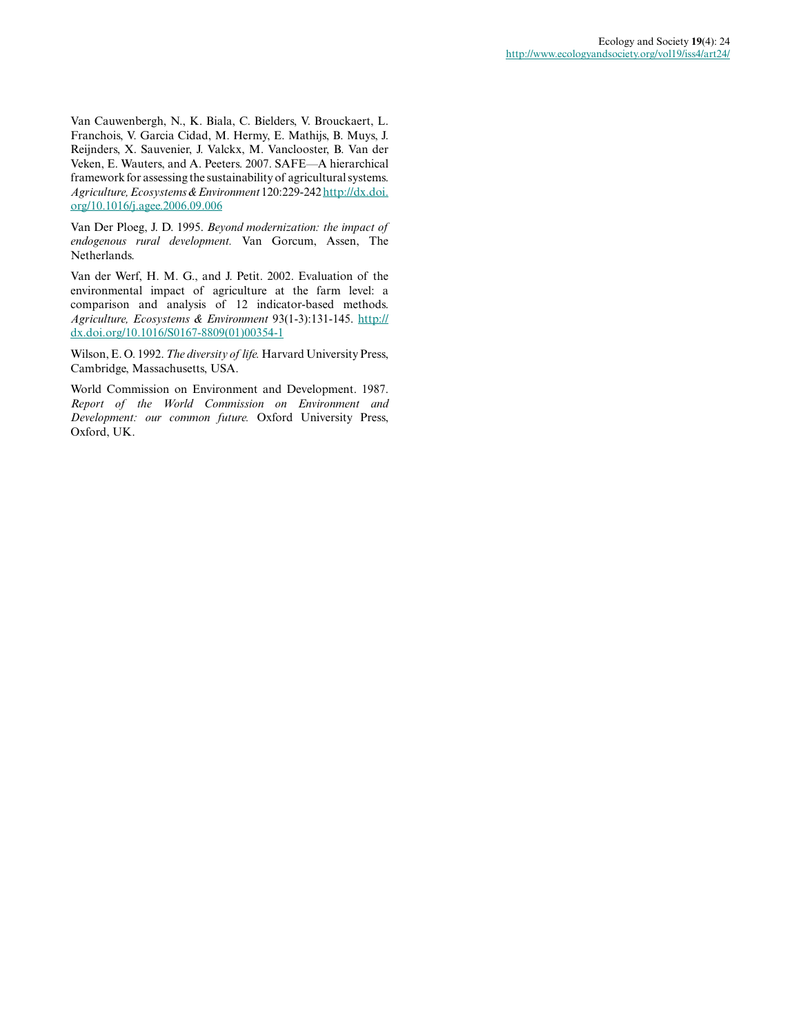Van Cauwenbergh, N., K. Biala, C. Bielders, V. Brouckaert, L. Franchois, V. Garcia Cidad, M. Hermy, E. Mathijs, B. Muys, J. Reijnders, X. Sauvenier, J. Valckx, M. Vanclooster, B. Van der Veken, E. Wauters, and A. Peeters. 2007. SAFE—A hierarchical framework for assessing the sustainability of agricultural systems. *Agriculture, Ecosystems & Environment* 120:229-242 http://dx.doi.org/10.1016/j.agee.2006.09.006

Van Der Ploeg, J. D. 1995. *Beyond modernization: the impact of endogenous rural development.* Van Gorcum, Assen, The Netherlands.

Van der Werf, H. M. G., and J. Petit. 2002. Evaluation of the environmental impact of agriculture at the farm level: a comparison and analysis of 12 indicator-based methods. *Agriculture, Ecosystems & Environment* 93(1-3):131-145. http://dx.doi.org/10.1016/S0167-8809(01)00354-1

Wilson, E. O. 1992. *The diversity of life.* Harvard University Press, Cambridge, Massachusetts, USA.

World Commission on Environment and Development. 1987. *Report of the World Commission on Environment and Development: our common future.* Oxford University Press, Oxford, UK.